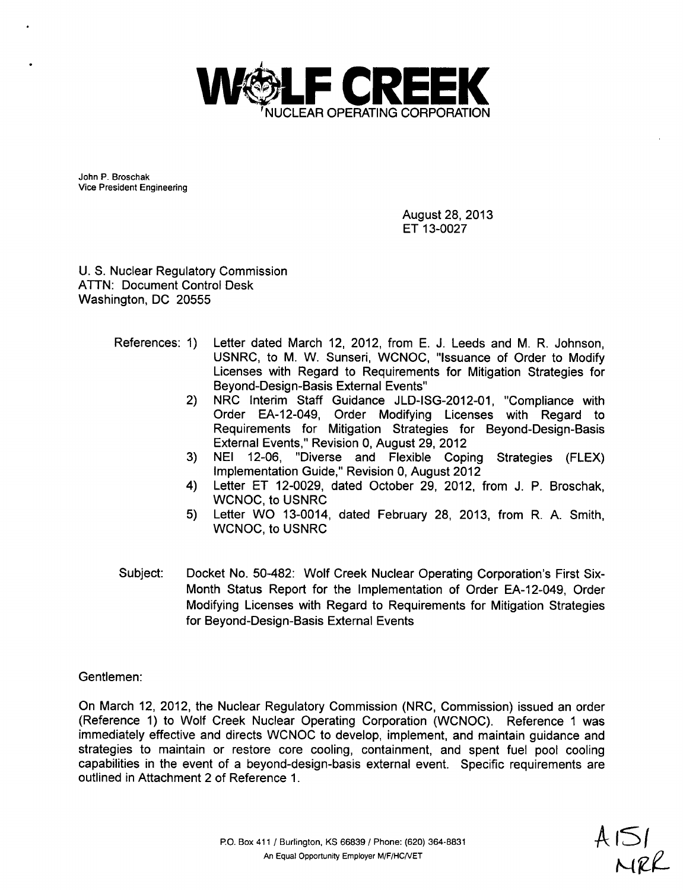# WOLF CREEK

NUCLEAR OPERATING CORPORATION

John P. Broschak
Vice President Engineering

August 28, 2013
ET 13-0027

U. S. Nuclear Regulatory Commission
ATTN: Document Control Desk
Washington, DC 20555

References:

1) Letter dated March 12, 2012, from E. J. Leeds and M. R. Johnson, USNRC, to M. W. Sunseri, WCNOC, "Issuance of Order to Modify Licenses with Regard to Requirements for Mitigation Strategies for Beyond-Design-Basis External Events"
2) NRC Interim Staff Guidance JLD-ISG-2012-01, "Compliance with Order EA-12-049, Order Modifying Licenses with Regard to Requirements for Mitigation Strategies for Beyond-Design-Basis External Events," Revision 0, August 29, 2012
3) NEI 12-06, "Diverse and Flexible Coping Strategies (FLEX) Implementation Guide," Revision 0, August 2012
4) Letter ET 12-0029, dated October 29, 2012, from J. P. Broschak, WCNOC, to USNRC
5) Letter WO 13-0014, dated February 28, 2013, from R. A. Smith, WCNOC, to USNRC

Subject: Docket No. 50-482: Wolf Creek Nuclear Operating Corporation's First Six-Month Status Report for the Implementation of Order EA-12-049, Order Modifying Licenses with Regard to Requirements for Mitigation Strategies for Beyond-Design-Basis External Events

Gentlemen:

On March 12, 2012, the Nuclear Regulatory Commission (NRC, Commission) issued an order (Reference 1) to Wolf Creek Nuclear Operating Corporation (WCNOC). Reference 1 was immediately effective and directs WCNOC to develop, implement, and maintain guidance and strategies to maintain or restore core cooling, containment, and spent fuel pool cooling capabilities in the event of a beyond-design-basis external event. Specific requirements are outlined in Attachment 2 of Reference 1.

P.O. Box 411 / Burlington, KS 66839 / Phone: (620) 364-8831
An Equal Opportunity Employer M/F/HC/VET

A151
NRR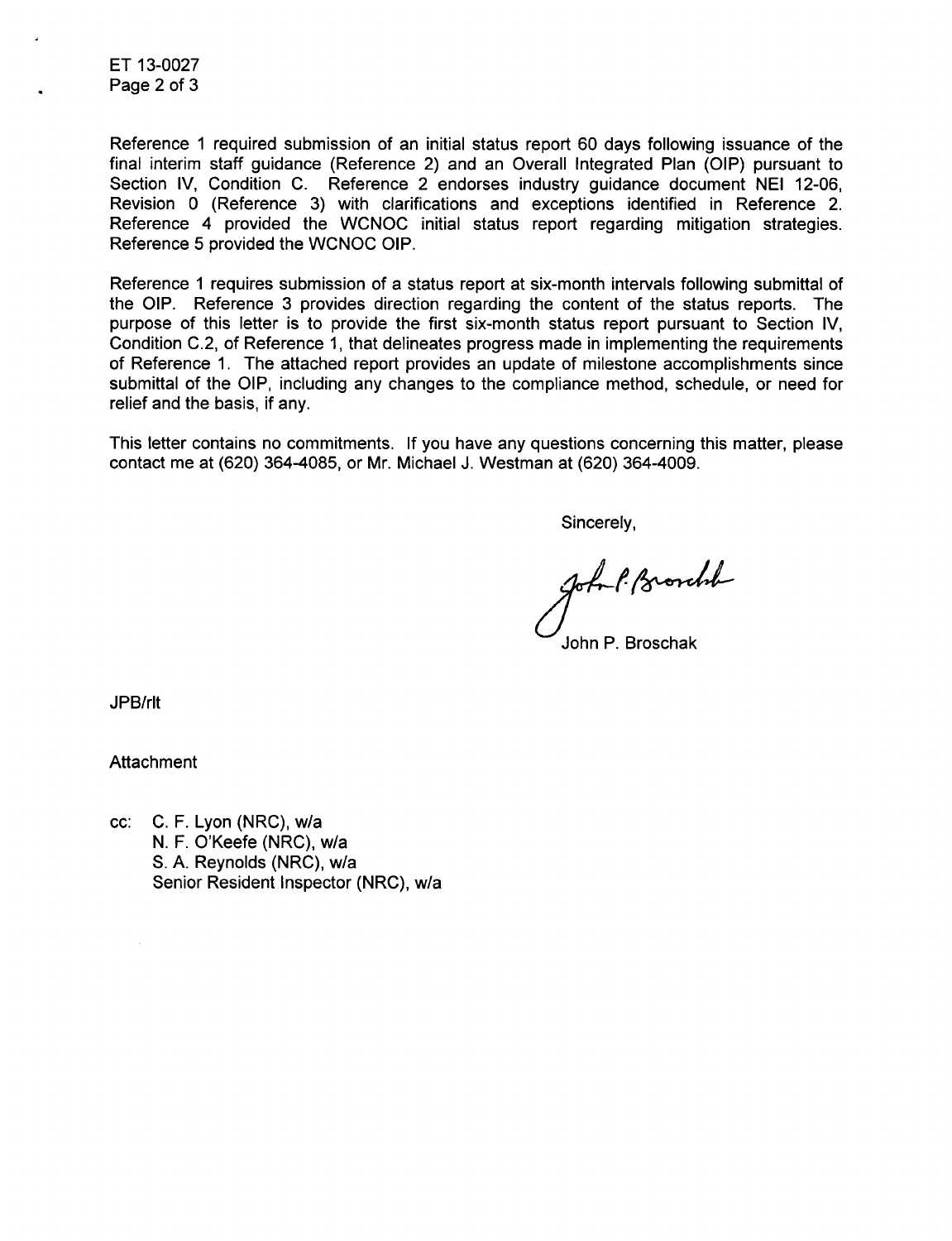Reference 1 required submission of an initial status report 60 days following issuance of the final interim staff guidance (Reference 2) and an Overall Integrated Plan (OIP) pursuant to Section IV, Condition C. Reference 2 endorses industry guidance document NEI 12-06, Revision 0 (Reference 3) with clarifications and exceptions identified in Reference 2. Reference 4 provided the WCNOC initial status report regarding mitigation strategies. Reference 5 provided the WCNOC OIP.

Reference 1 requires submission of a status report at six-month intervals following submittal of the OIP. Reference 3 provides direction regarding the content of the status reports. The purpose of this letter is to provide the first six-month status report pursuant to Section IV, Condition C.2, of Reference 1, that delineates progress made in implementing the requirements of Reference 1. The attached report provides an update of milestone accomplishments since submittal of the OIP, including any changes to the compliance method, schedule, or need for relief and the basis, if any.

This letter contains no commitments. If you have any questions concerning this matter, please contact me at (620) 364-4085, or Mr. Michael J. Westman at (620) 364-4009.

Sincerely,

John P. Broschak

JPB/rlt

Attachment

cc: C. F. Lyon (NRC), w/a
N. F. O'Keefe (NRC), w/a
S. A. Reynolds (NRC), w/a
Senior Resident Inspector (NRC), w/a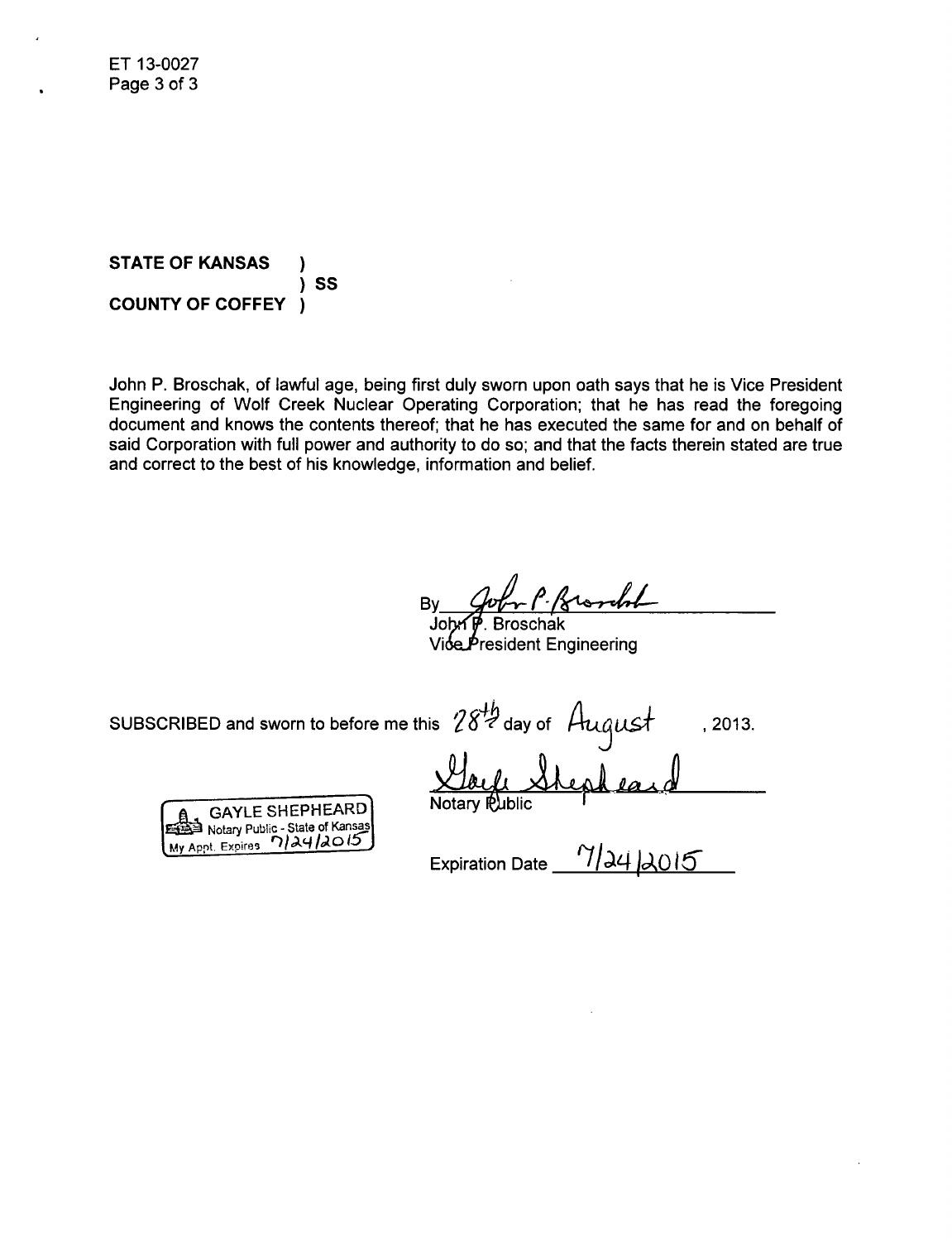**STATE OF KANSAS )**
**) SS**
**COUNTY OF COFFEY )**

John P. Broschak, of lawful age, being first duly sworn upon oath says that he is Vice President Engineering of Wolf Creek Nuclear Operating Corporation; that he has read the foregoing document and knows the contents thereof; that he has executed the same for and on behalf of said Corporation with full power and authority to do so; and that the facts therein stated are true and correct to the best of his knowledge, information and belief.

By John P. Broschak
John P. Broschak
Vice President Engineering

SUBSCRIBED and sworn to before me this 28th day of August, 2013.

Gayle Shepheard
Notary Public

GAYLE SHEPHEARD
Notary Public - State of Kansas
My Appt. Expires 7/24/2015

Expiration Date 7/24/2015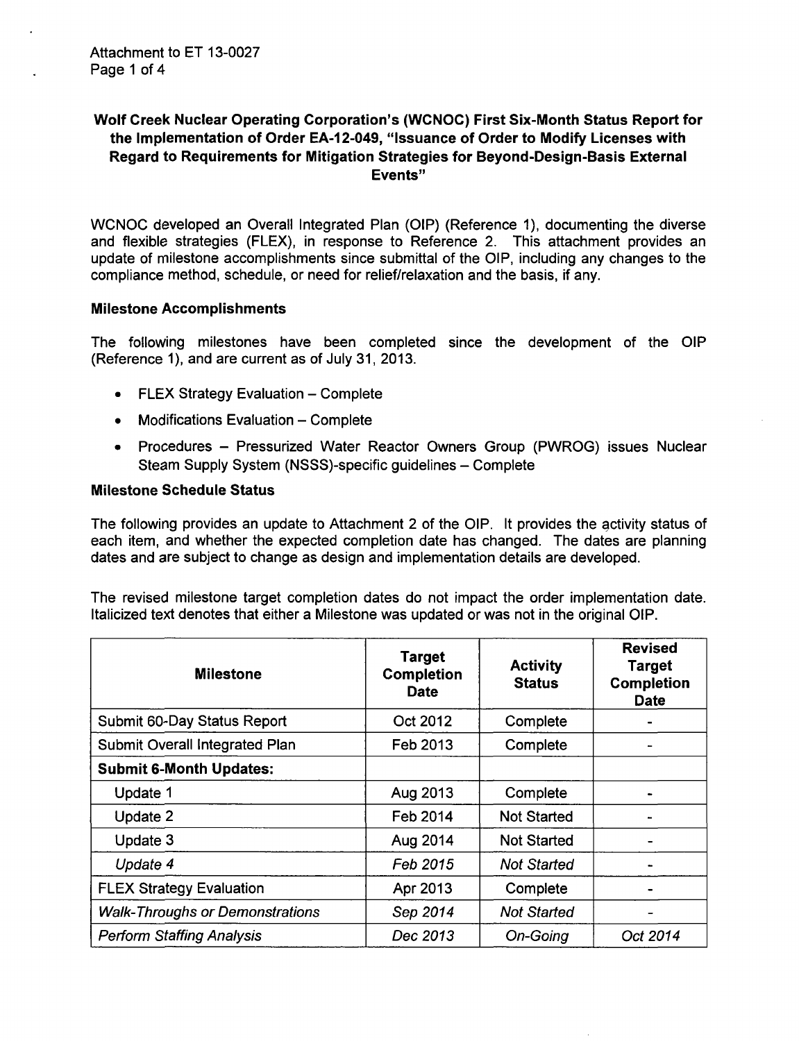**Wolf Creek Nuclear Operating Corporation's (WCNOC) First Six-Month Status Report for the Implementation of Order EA-12-049, "Issuance of Order to Modify Licenses with Regard to Requirements for Mitigation Strategies for Beyond-Design-Basis External Events"**

WCNOC developed an Overall Integrated Plan (OIP) (Reference 1), documenting the diverse and flexible strategies (FLEX), in response to Reference 2. This attachment provides an update of milestone accomplishments since submittal of the OIP, including any changes to the compliance method, schedule, or need for relief/relaxation and the basis, if any.

**Milestone Accomplishments**

The following milestones have been completed since the development of the OIP (Reference 1), and are current as of July 31, 2013.

- FLEX Strategy Evaluation – Complete
- Modifications Evaluation – Complete
- Procedures – Pressurized Water Reactor Owners Group (PWROG) issues Nuclear Steam Supply System (NSSS)-specific guidelines – Complete

**Milestone Schedule Status**

The following provides an update to Attachment 2 of the OIP. It provides the activity status of each item, and whether the expected completion date has changed. The dates are planning dates and are subject to change as design and implementation details are developed.

The revised milestone target completion dates do not impact the order implementation date. Italicized text denotes that either a Milestone was updated or was not in the original OIP.

| Milestone | Target Completion Date | Activity Status | Revised Target Completion Date |
|---|---|---|---|
| Submit 60-Day Status Report | Oct 2012 | Complete | - |
| Submit Overall Integrated Plan | Feb 2013 | Complete | - |
| **Submit 6-Month Updates:** | | | |
| Update 1 | Aug 2013 | Complete | - |
| Update 2 | Feb 2014 | Not Started | - |
| Update 3 | Aug 2014 | Not Started | - |
| *Update 4* | *Feb 2015* | *Not Started* | - |
| FLEX Strategy Evaluation | Apr 2013 | Complete | - |
| *Walk-Throughs or Demonstrations* | *Sep 2014* | *Not Started* | - |
| *Perform Staffing Analysis* | *Dec 2013* | *On-Going* | *Oct 2014* |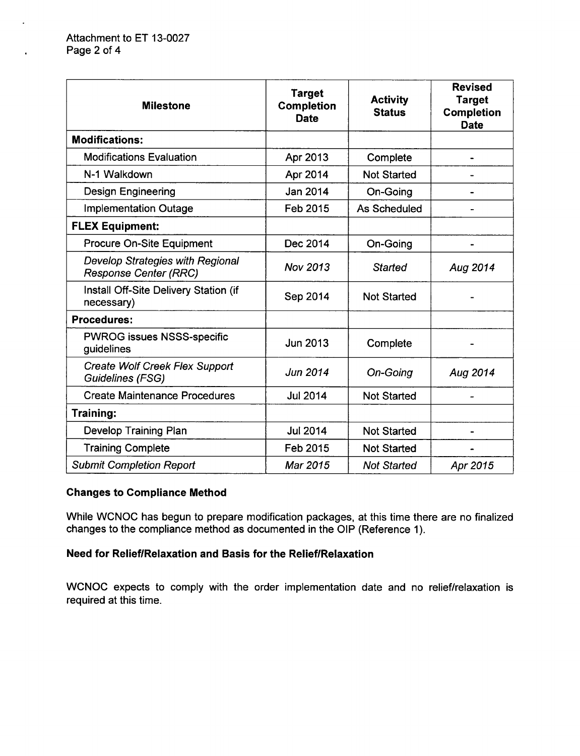| Milestone | Target Completion Date | Activity Status | Revised Target Completion Date |
|---|---|---|---|
| **Modifications:** | | | |
| Modifications Evaluation | Apr 2013 | Complete | - |
| N-1 Walkdown | Apr 2014 | Not Started | - |
| Design Engineering | Jan 2014 | On-Going | - |
| Implementation Outage | Feb 2015 | As Scheduled | - |
| **FLEX Equipment:** | | | |
| Procure On-Site Equipment | Dec 2014 | On-Going | - |
| *Develop Strategies with Regional Response Center (RRC)* | *Nov 2013* | *Started* | *Aug 2014* |
| Install Off-Site Delivery Station (if necessary) | Sep 2014 | Not Started | - |
| **Procedures:** | | | |
| PWROG issues NSSS-specific guidelines | Jun 2013 | Complete | - |
| *Create Wolf Creek Flex Support Guidelines (FSG)* | *Jun 2014* | *On-Going* | *Aug 2014* |
| Create Maintenance Procedures | Jul 2014 | Not Started | - |
| **Training:** | | | |
| Develop Training Plan | Jul 2014 | Not Started | - |
| Training Complete | Feb 2015 | Not Started | - |
| *Submit Completion Report* | *Mar 2015* | *Not Started* | *Apr 2015* |

**Changes to Compliance Method**

While WCNOC has begun to prepare modification packages, at this time there are no finalized changes to the compliance method as documented in the OIP (Reference 1).

**Need for Relief/Relaxation and Basis for the Relief/Relaxation**

WCNOC expects to comply with the order implementation date and no relief/relaxation is required at this time.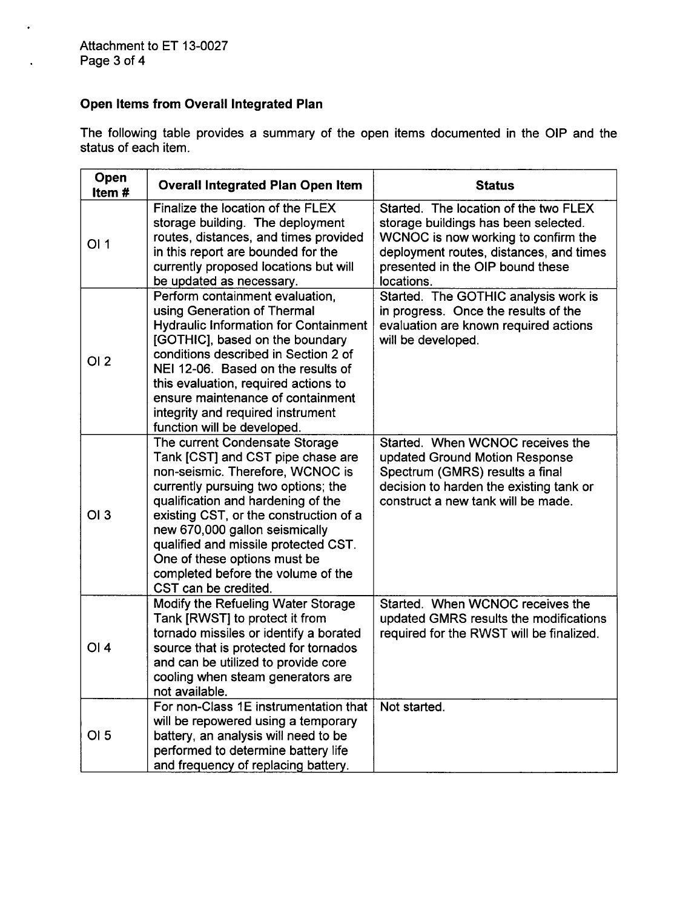## Open Items from Overall Integrated Plan

The following table provides a summary of the open items documented in the OIP and the status of each item.

| Open Item # | Overall Integrated Plan Open Item | Status |
|---|---|---|
| OI 1 | Finalize the location of the FLEX storage building. The deployment routes, distances, and times provided in this report are bounded for the currently proposed locations but will be updated as necessary. | Started. The location of the two FLEX storage buildings has been selected. WCNOC is now working to confirm the deployment routes, distances, and times presented in the OIP bound these locations. |
| OI 2 | Perform containment evaluation, using Generation of Thermal Hydraulic Information for Containment [GOTHIC], based on the boundary conditions described in Section 2 of NEI 12-06. Based on the results of this evaluation, required actions to ensure maintenance of containment integrity and required instrument function will be developed. | Started. The GOTHIC analysis work is in progress. Once the results of the evaluation are known required actions will be developed. |
| OI 3 | The current Condensate Storage Tank [CST] and CST pipe chase are non-seismic. Therefore, WCNOC is currently pursuing two options; the qualification and hardening of the existing CST, or the construction of a new 670,000 gallon seismically qualified and missile protected CST. One of these options must be completed before the volume of the CST can be credited. | Started. When WCNOC receives the updated Ground Motion Response Spectrum (GMRS) results a final decision to harden the existing tank or construct a new tank will be made. |
| OI 4 | Modify the Refueling Water Storage Tank [RWST] to protect it from tornado missiles or identify a borated source that is protected for tornados and can be utilized to provide core cooling when steam generators are not available. | Started. When WCNOC receives the updated GMRS results the modifications required for the RWST will be finalized. |
| OI 5 | For non-Class 1E instrumentation that will be repowered using a temporary battery, an analysis will need to be performed to determine battery life and frequency of replacing battery. | Not started. |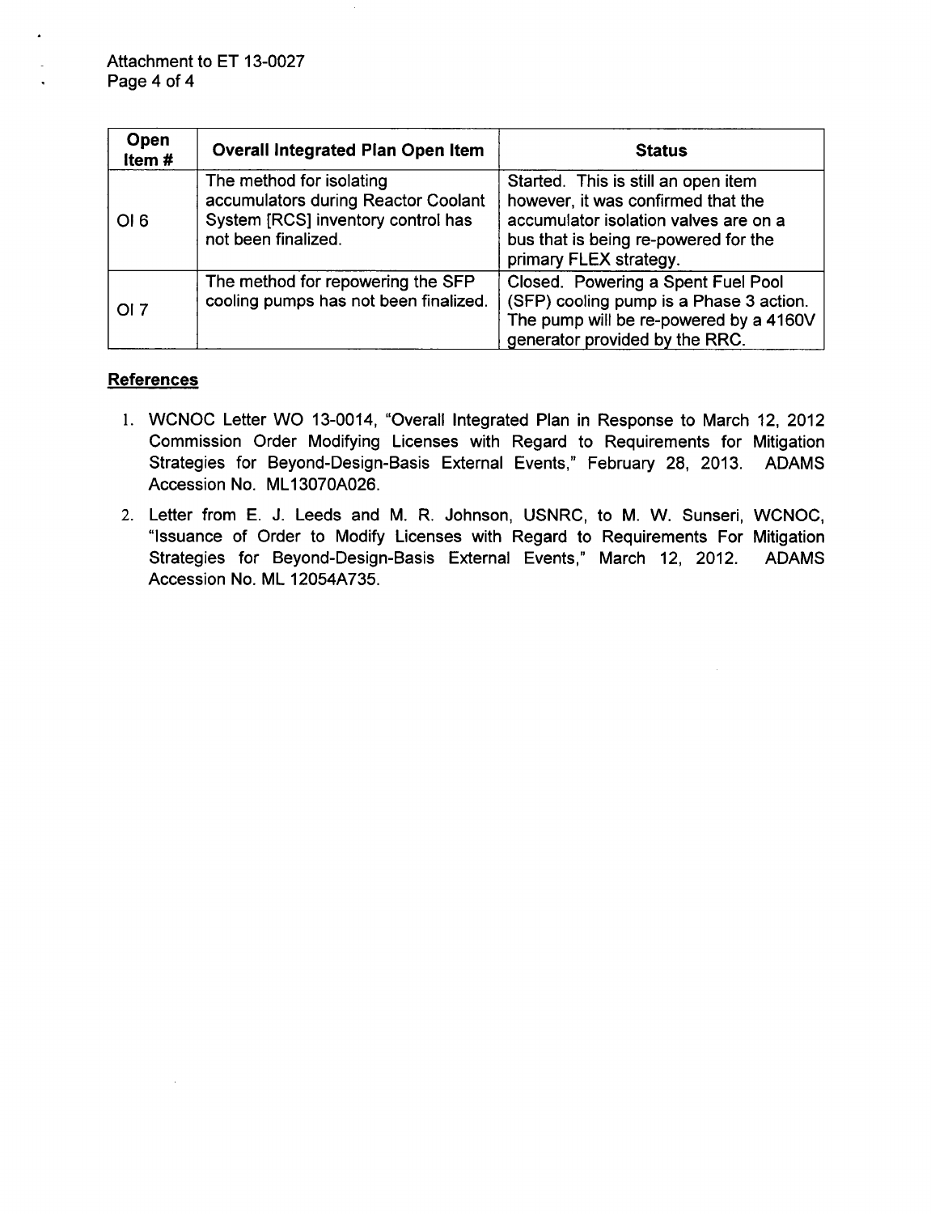| Open Item # | Overall Integrated Plan Open Item | Status |
|---|---|---|
| OI 6 | The method for isolating accumulators during Reactor Coolant System [RCS] inventory control has not been finalized. | Started. This is still an open item however, it was confirmed that the accumulator isolation valves are on a bus that is being re-powered for the primary FLEX strategy. |
| OI 7 | The method for repowering the SFP cooling pumps has not been finalized. | Closed. Powering a Spent Fuel Pool (SFP) cooling pump is a Phase 3 action. The pump will be re-powered by a 4160V generator provided by the RRC. |

**References**

1. WCNOC Letter WO 13-0014, "Overall Integrated Plan in Response to March 12, 2012 Commission Order Modifying Licenses with Regard to Requirements for Mitigation Strategies for Beyond-Design-Basis External Events," February 28, 2013. ADAMS Accession No. ML13070A026.
2. Letter from E. J. Leeds and M. R. Johnson, USNRC, to M. W. Sunseri, WCNOC, "Issuance of Order to Modify Licenses with Regard to Requirements For Mitigation Strategies for Beyond-Design-Basis External Events," March 12, 2012. ADAMS Accession No. ML 12054A735.